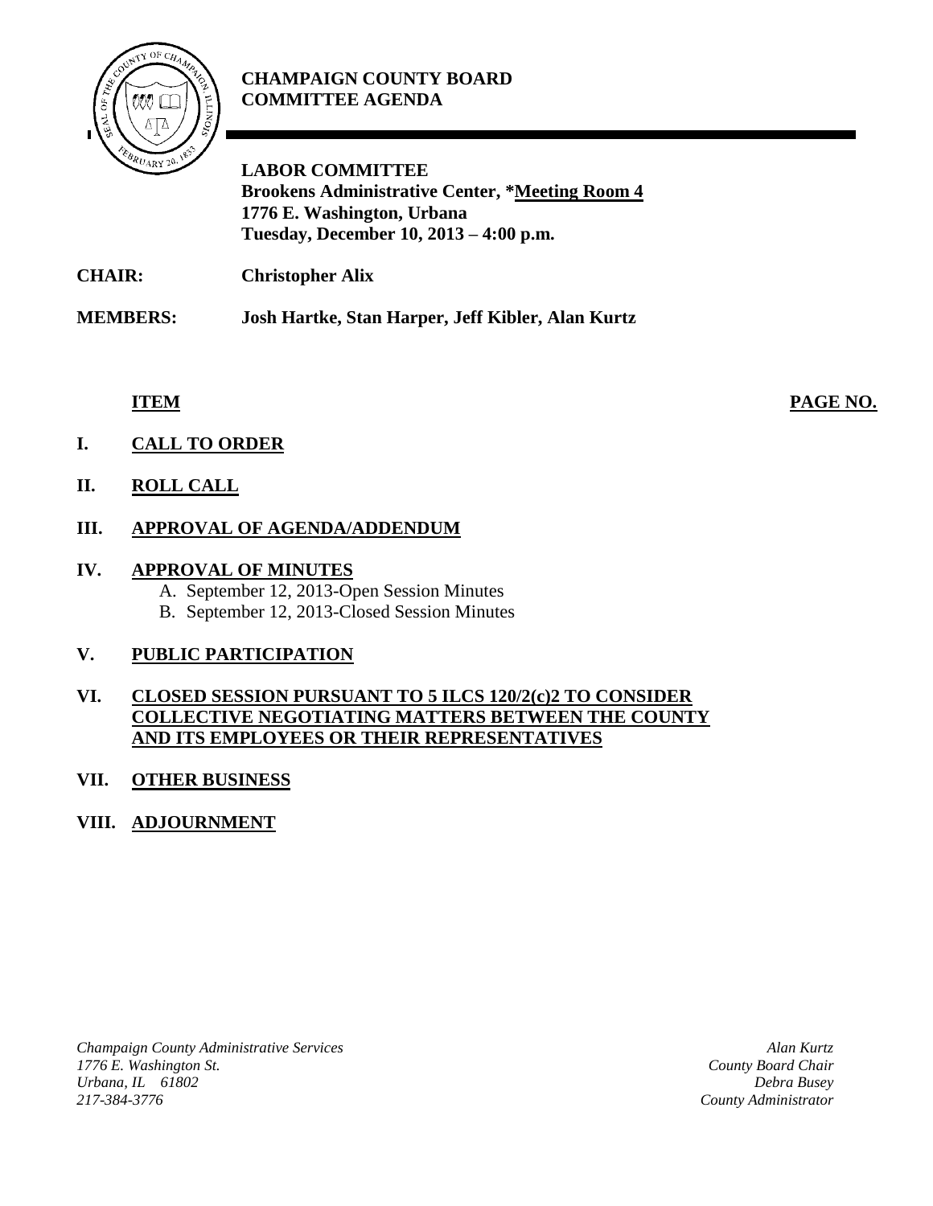**CHAMPAIGN COUNTY BOARD**
**COMMITTEE AGENDA**

**LABOR COMMITTEE**
**Brookens Administrative Center, *Meeting Room 4**
**1776 E. Washington, Urbana**
**Tuesday, December 10, 2013 – 4:00 p.m.**

**CHAIR:** **Christopher Alix**

**MEMBERS:** **Josh Hartke, Stan Harper, Jeff Kibler, Alan Kurtz**

| **ITEM** | **PAGE NO.** |
|---|---|
| **I. CALL TO ORDER** | |
| **II. ROLL CALL** | |
| **III. APPROVAL OF AGENDA/ADDENDUM** | |
| **IV. APPROVAL OF MINUTES** | |
| A. September 12, 2013-Open Session Minutes | |
| B. September 12, 2013-Closed Session Minutes | |
| **V. PUBLIC PARTICIPATION** | |
| **VI. CLOSED SESSION PURSUANT TO 5 ILCS 120/2(c)2 TO CONSIDER COLLECTIVE NEGOTIATING MATTERS BETWEEN THE COUNTY AND ITS EMPLOYEES OR THEIR REPRESENTATIVES** | |
| **VII. OTHER BUSINESS** | |
| **VIII. ADJOURNMENT** | |

*Champaign County Administrative Services*
*1776 E. Washington St.*
*Urbana, IL 61802*
*217-384-3776*

*Alan Kurtz*
*County Board Chair*
*Debra Busey*
*County Administrator*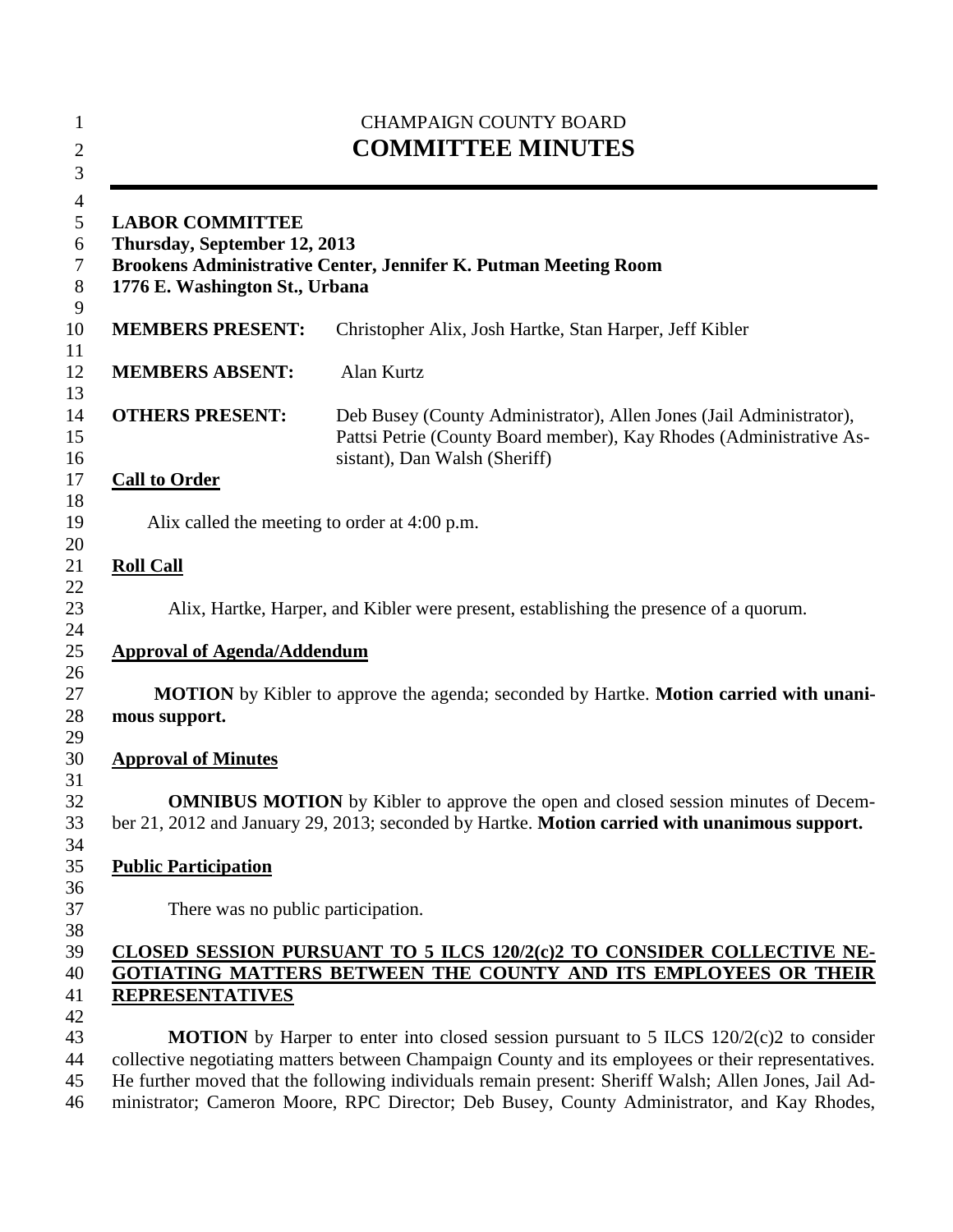CHAMPAIGN COUNTY BOARD

# COMMITTEE MINUTES

**LABOR COMMITTEE**
**Thursday, September 12, 2013**
**Brookens Administrative Center, Jennifer K. Putman Meeting Room**
**1776 E. Washington St., Urbana**

| | |
|---|---|
| **MEMBERS PRESENT:** | Christopher Alix, Josh Hartke, Stan Harper, Jeff Kibler |
| **MEMBERS ABSENT:** | Alan Kurtz |
| **OTHERS PRESENT:** | Deb Busey (County Administrator), Allen Jones (Jail Administrator), Pattsi Petrie (County Board member), Kay Rhodes (Administrative Assistant), Dan Walsh (Sheriff) |

**Call to Order**

Alix called the meeting to order at 4:00 p.m.

**Roll Call**

Alix, Hartke, Harper, and Kibler were present, establishing the presence of a quorum.

**Approval of Agenda/Addendum**

**MOTION** by Kibler to approve the agenda; seconded by Hartke. **Motion carried with unanimous support.**

**Approval of Minutes**

**OMNIBUS MOTION** by Kibler to approve the open and closed session minutes of December 21, 2012 and January 29, 2013; seconded by Hartke. **Motion carried with unanimous support.**

**Public Participation**

There was no public participation.

**CLOSED SESSION PURSUANT TO 5 ILCS 120/2(c)2 TO CONSIDER COLLECTIVE NEGOTIATING MATTERS BETWEEN THE COUNTY AND ITS EMPLOYEES OR THEIR REPRESENTATIVES**

**MOTION** by Harper to enter into closed session pursuant to 5 ILCS 120/2(c)2 to consider collective negotiating matters between Champaign County and its employees or their representatives. He further moved that the following individuals remain present: Sheriff Walsh; Allen Jones, Jail Administrator; Cameron Moore, RPC Director; Deb Busey, County Administrator, and Kay Rhodes,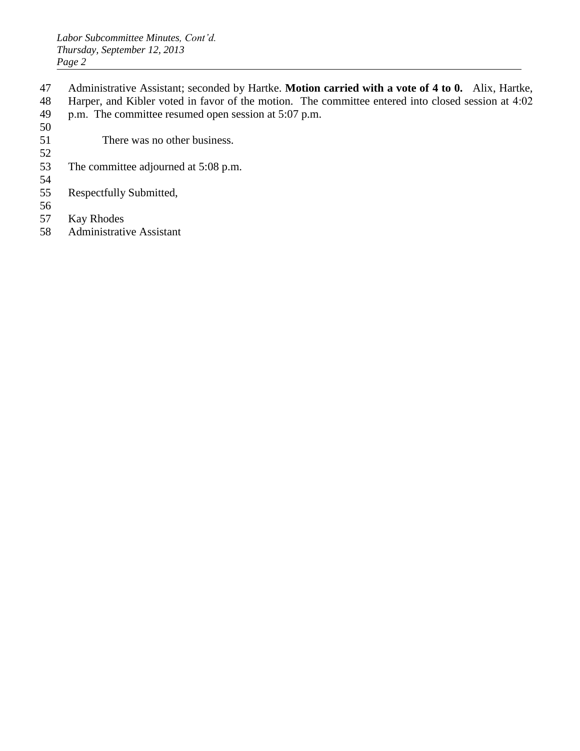Administrative Assistant; seconded by Hartke. **Motion carried with a vote of 4 to 0.** Alix, Hartke, Harper, and Kibler voted in favor of the motion. The committee entered into closed session at 4:02 p.m. The committee resumed open session at 5:07 p.m.

There was no other business.

The committee adjourned at 5:08 p.m.

Respectfully Submitted,

Kay Rhodes
Administrative Assistant